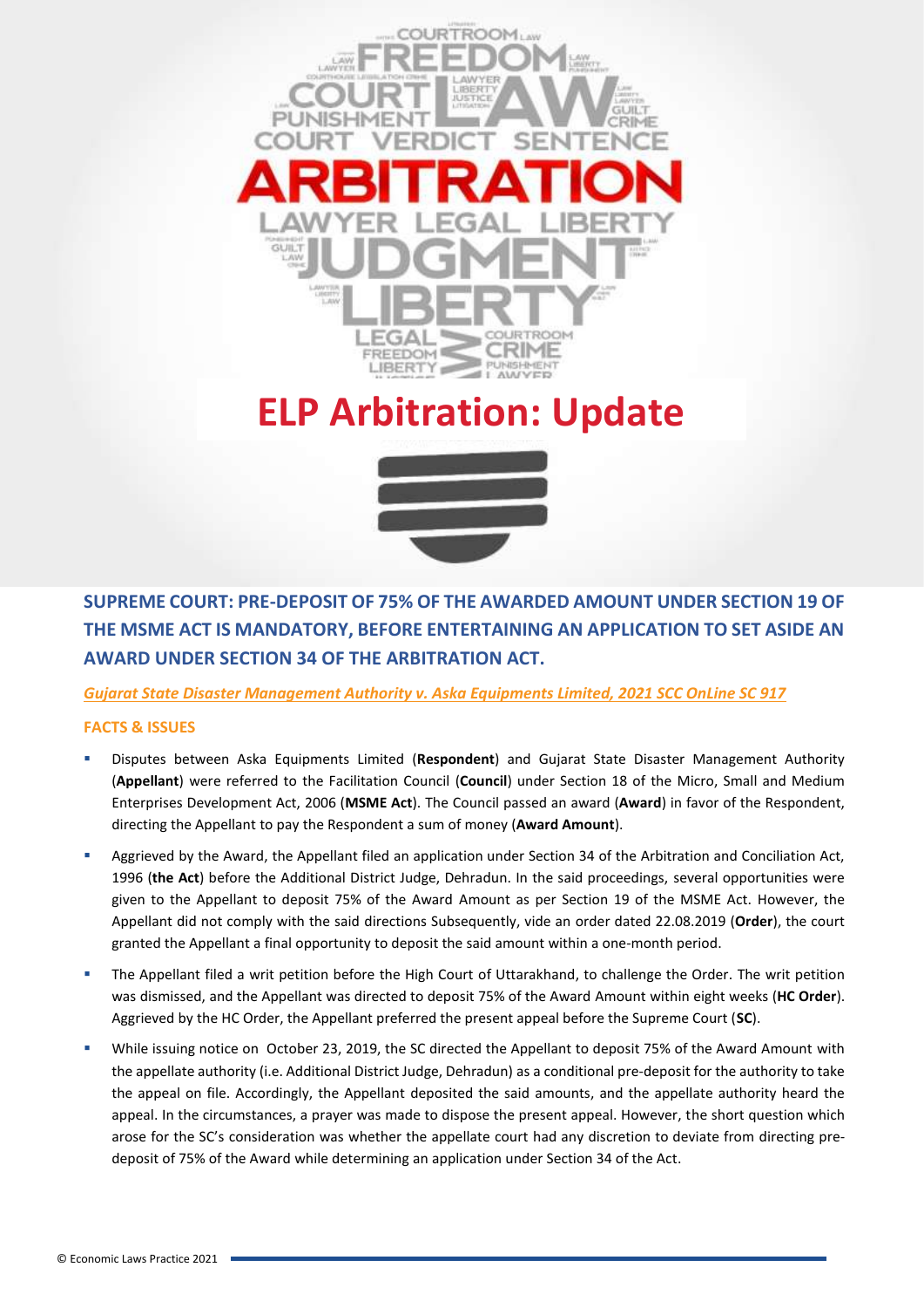# ELP Arbitration: Update

## SUPREME COURT: PRE-DEPOSIT OF 75% OF THE AWARDED AMOUNT UNDER SECTION 19 OF THE MSME ACT IS MANDATORY, BEFORE ENTERTAINING AN APPLICATION TO SET ASIDE AN AWARD UNDER SECTION 34 OF THE ARBITRATION ACT.

*Gujarat State Disaster Management Authority v. Aska Equipments Limited, 2021 SCC OnLine SC 917*

### FACTS & ISSUES

- Disputes between Aska Equipments Limited (**Respondent**) and Gujarat State Disaster Management Authority (**Appellant**) were referred to the Facilitation Council (**Council**) under Section 18 of the Micro, Small and Medium Enterprises Development Act, 2006 (**MSME Act**). The Council passed an award (**Award**) in favor of the Respondent, directing the Appellant to pay the Respondent a sum of money (**Award Amount**).
- Aggrieved by the Award, the Appellant filed an application under Section 34 of the Arbitration and Conciliation Act, 1996 (**the Act**) before the Additional District Judge, Dehradun. In the said proceedings, several opportunities were given to the Appellant to deposit 75% of the Award Amount as per Section 19 of the MSME Act. However, the Appellant did not comply with the said directions Subsequently, vide an order dated 22.08.2019 (**Order**), the court granted the Appellant a final opportunity to deposit the said amount within a one-month period.
- The Appellant filed a writ petition before the High Court of Uttarakhand, to challenge the Order. The writ petition was dismissed, and the Appellant was directed to deposit 75% of the Award Amount within eight weeks (**HC Order**). Aggrieved by the HC Order, the Appellant preferred the present appeal before the Supreme Court (**SC**).
- While issuing notice on October 23, 2019, the SC directed the Appellant to deposit 75% of the Award Amount with the appellate authority (i.e. Additional District Judge, Dehradun) as a conditional pre-deposit for the authority to take the appeal on file. Accordingly, the Appellant deposited the said amounts, and the appellate authority heard the appeal. In the circumstances, a prayer was made to dispose the present appeal. However, the short question which arose for the SC's consideration was whether the appellate court had any discretion to deviate from directing pre-deposit of 75% of the Award while determining an application under Section 34 of the Act.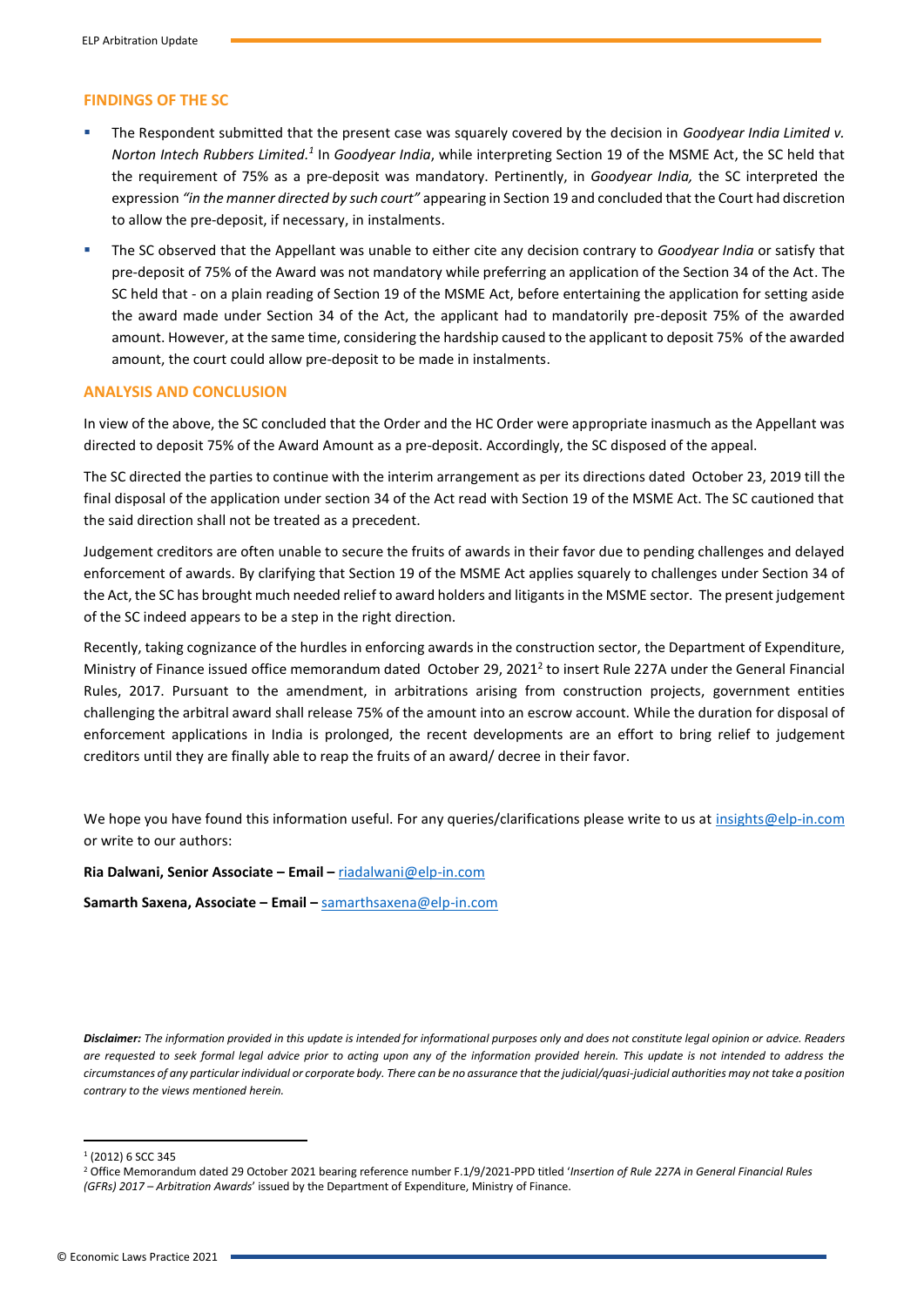## FINDINGS OF THE SC

- The Respondent submitted that the present case was squarely covered by the decision in *Goodyear India Limited v. Norton Intech Rubbers Limited.*[1] In *Goodyear India*, while interpreting Section 19 of the MSME Act, the SC held that the requirement of 75% as a pre-deposit was mandatory. Pertinently, in *Goodyear India,* the SC interpreted the expression *"in the manner directed by such court"* appearing in Section 19 and concluded that the Court had discretion to allow the pre-deposit, if necessary, in instalments.
- The SC observed that the Appellant was unable to either cite any decision contrary to *Goodyear India* or satisfy that pre-deposit of 75% of the Award was not mandatory while preferring an application of the Section 34 of the Act. The SC held that - on a plain reading of Section 19 of the MSME Act, before entertaining the application for setting aside the award made under Section 34 of the Act, the applicant had to mandatorily pre-deposit 75% of the awarded amount. However, at the same time, considering the hardship caused to the applicant to deposit 75% of the awarded amount, the court could allow pre-deposit to be made in instalments.

## ANALYSIS AND CONCLUSION

In view of the above, the SC concluded that the Order and the HC Order were appropriate inasmuch as the Appellant was directed to deposit 75% of the Award Amount as a pre-deposit. Accordingly, the SC disposed of the appeal.

The SC directed the parties to continue with the interim arrangement as per its directions dated October 23, 2019 till the final disposal of the application under section 34 of the Act read with Section 19 of the MSME Act. The SC cautioned that the said direction shall not be treated as a precedent.

Judgement creditors are often unable to secure the fruits of awards in their favor due to pending challenges and delayed enforcement of awards. By clarifying that Section 19 of the MSME Act applies squarely to challenges under Section 34 of the Act, the SC has brought much needed relief to award holders and litigants in the MSME sector. The present judgement of the SC indeed appears to be a step in the right direction.

Recently, taking cognizance of the hurdles in enforcing awards in the construction sector, the Department of Expenditure, Ministry of Finance issued office memorandum dated October 29, 2021[2] to insert Rule 227A under the General Financial Rules, 2017. Pursuant to the amendment, in arbitrations arising from construction projects, government entities challenging the arbitral award shall release 75% of the amount into an escrow account. While the duration for disposal of enforcement applications in India is prolonged, the recent developments are an effort to bring relief to judgement creditors until they are finally able to reap the fruits of an award/ decree in their favor.

We hope you have found this information useful. For any queries/clarifications please write to us at insights@elp-in.com or write to our authors:

**Ria Dalwani, Senior Associate – Email –** riadalwani@elp-in.com

**Samarth Saxena, Associate – Email –** samarthsaxena@elp-in.com

***Disclaimer:*** *The information provided in this update is intended for informational purposes only and does not constitute legal opinion or advice. Readers are requested to seek formal legal advice prior to acting upon any of the information provided herein. This update is not intended to address the circumstances of any particular individual or corporate body. There can be no assurance that the judicial/quasi-judicial authorities may not take a position contrary to the views mentioned herein.*

[1] (2012) 6 SCC 345

[2] Office Memorandum dated 29 October 2021 bearing reference number F.1/9/2021-PPD titled '*Insertion of Rule 227A in General Financial Rules (GFRs) 2017 – Arbitration Awards*' issued by the Department of Expenditure, Ministry of Finance.